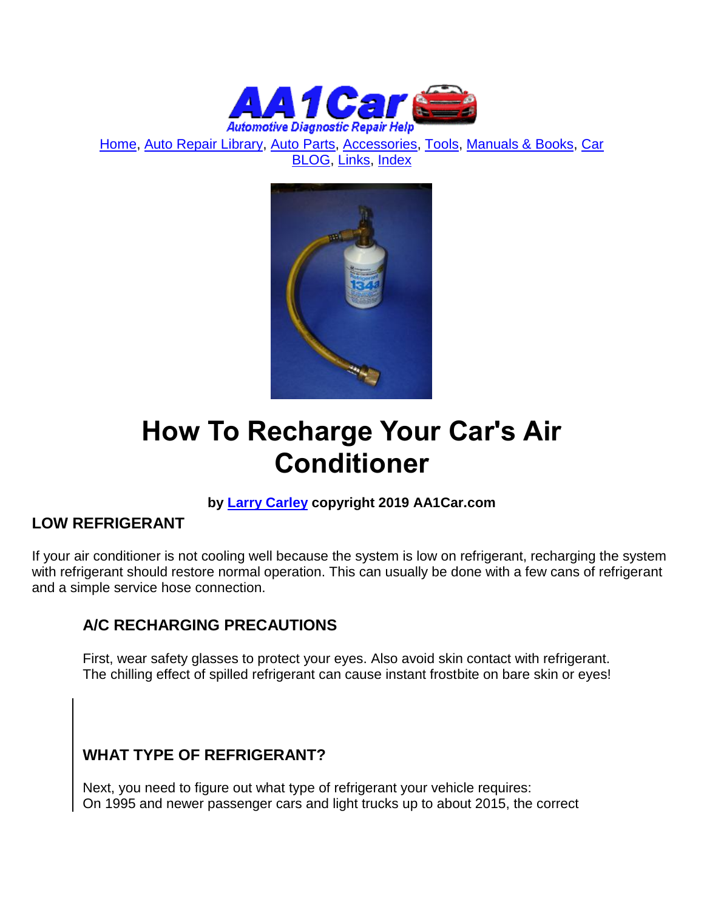Home, Auto Repair Library, Auto Parts, Accessories, Tools, Manuals & Books, Car BLOG, Links, Index

# How To Recharge Your Car's Air Conditioner

**by Larry Carley copyright 2019 AA1Car.com**

## LOW REFRIGERANT

If your air conditioner is not cooling well because the system is low on refrigerant, recharging the system with refrigerant should restore normal operation. This can usually be done with a few cans of refrigerant and a simple service hose connection.

### A/C RECHARGING PRECAUTIONS

First, wear safety glasses to protect your eyes. Also avoid skin contact with refrigerant. The chilling effect of spilled refrigerant can cause instant frostbite on bare skin or eyes!

### WHAT TYPE OF REFRIGERANT?

Next, you need to figure out what type of refrigerant your vehicle requires:
On 1995 and newer passenger cars and light trucks up to about 2015, the correct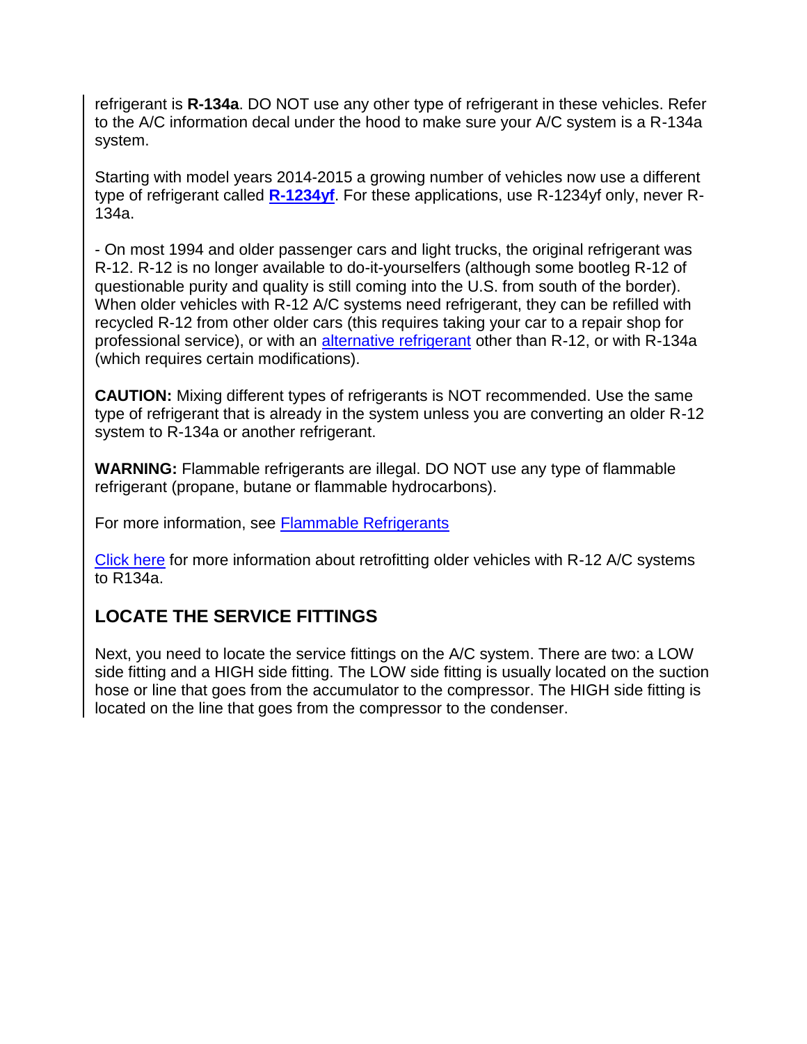refrigerant is **R-134a**. DO NOT use any other type of refrigerant in these vehicles. Refer to the A/C information decal under the hood to make sure your A/C system is a R-134a system.

Starting with model years 2014-2015 a growing number of vehicles now use a different type of refrigerant called **R-1234yf**. For these applications, use R-1234yf only, never R-134a.

- On most 1994 and older passenger cars and light trucks, the original refrigerant was R-12. R-12 is no longer available to do-it-yourselfers (although some bootleg R-12 of questionable purity and quality is still coming into the U.S. from south of the border). When older vehicles with R-12 A/C systems need refrigerant, they can be refilled with recycled R-12 from other older cars (this requires taking your car to a repair shop for professional service), or with an alternative refrigerant other than R-12, or with R-134a (which requires certain modifications).

**CAUTION:** Mixing different types of refrigerants is NOT recommended. Use the same type of refrigerant that is already in the system unless you are converting an older R-12 system to R-134a or another refrigerant.

**WARNING:** Flammable refrigerants are illegal. DO NOT use any type of flammable refrigerant (propane, butane or flammable hydrocarbons).

For more information, see Flammable Refrigerants

Click here for more information about retrofitting older vehicles with R-12 A/C systems to R134a.

## LOCATE THE SERVICE FITTINGS

Next, you need to locate the service fittings on the A/C system. There are two: a LOW side fitting and a HIGH side fitting. The LOW side fitting is usually located on the suction hose or line that goes from the accumulator to the compressor. The HIGH side fitting is located on the line that goes from the compressor to the condenser.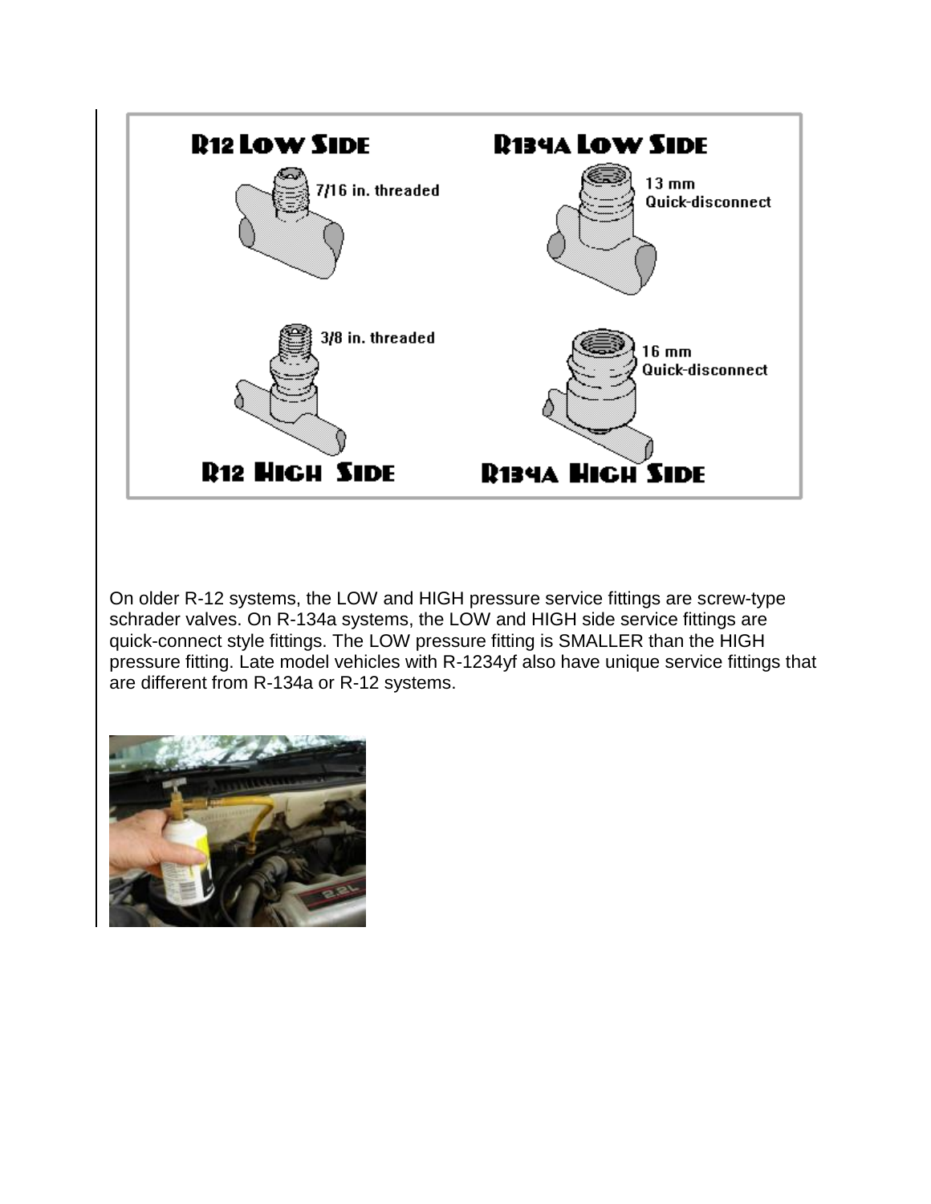On older R-12 systems, the LOW and HIGH pressure service fittings are screw-type schrader valves. On R-134a systems, the LOW and HIGH side service fittings are quick-connect style fittings. The LOW pressure fitting is SMALLER than the HIGH pressure fitting. Late model vehicles with R-1234yf also have unique service fittings that are different from R-134a or R-12 systems.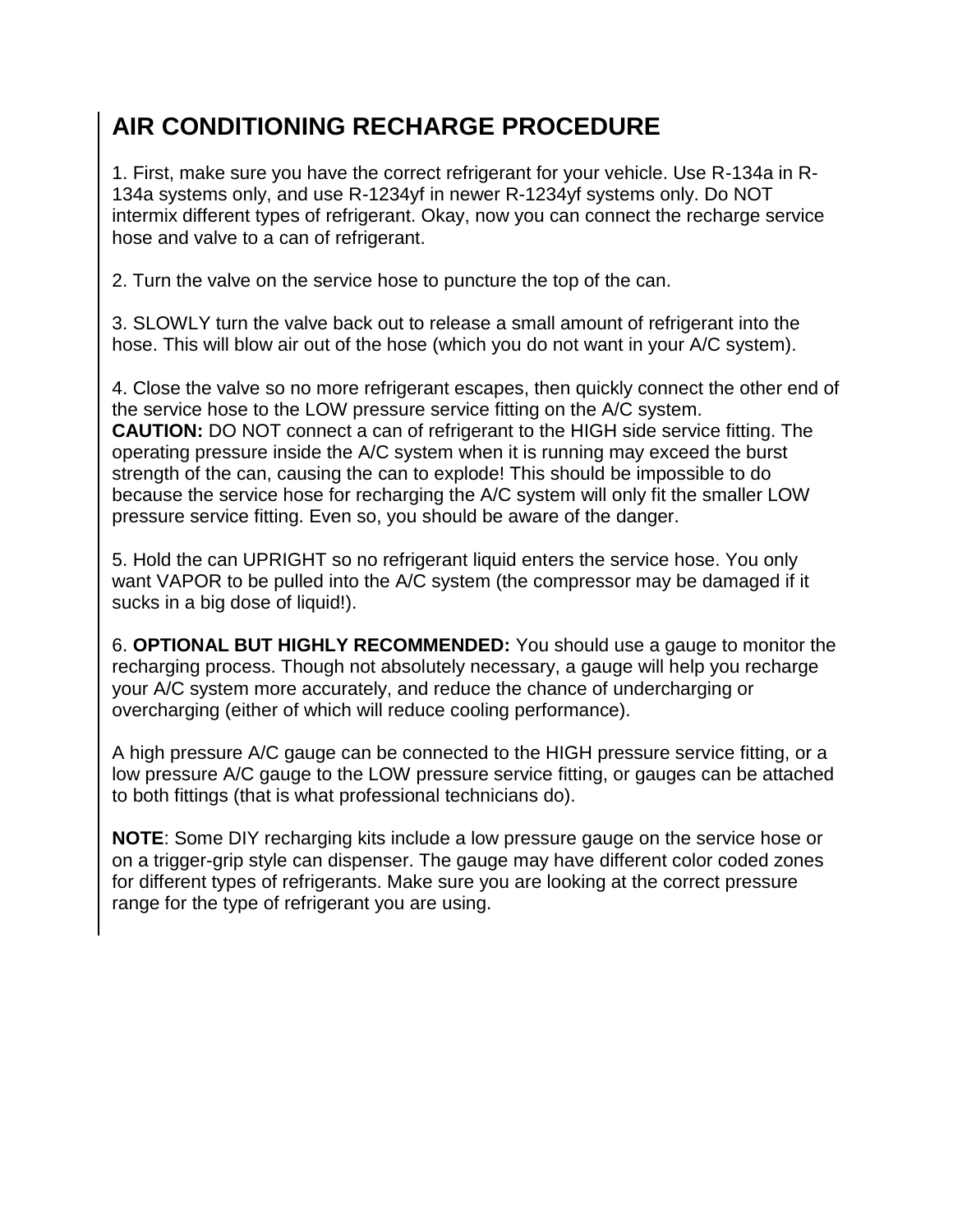## AIR CONDITIONING RECHARGE PROCEDURE

1. First, make sure you have the correct refrigerant for your vehicle. Use R-134a in R-134a systems only, and use R-1234yf in newer R-1234yf systems only. Do NOT intermix different types of refrigerant. Okay, now you can connect the recharge service hose and valve to a can of refrigerant.

2. Turn the valve on the service hose to puncture the top of the can.

3. SLOWLY turn the valve back out to release a small amount of refrigerant into the hose. This will blow air out of the hose (which you do not want in your A/C system).

4. Close the valve so no more refrigerant escapes, then quickly connect the other end of the service hose to the LOW pressure service fitting on the A/C system.
**CAUTION:** DO NOT connect a can of refrigerant to the HIGH side service fitting. The operating pressure inside the A/C system when it is running may exceed the burst strength of the can, causing the can to explode! This should be impossible to do because the service hose for recharging the A/C system will only fit the smaller LOW pressure service fitting. Even so, you should be aware of the danger.

5. Hold the can UPRIGHT so no refrigerant liquid enters the service hose. You only want VAPOR to be pulled into the A/C system (the compressor may be damaged if it sucks in a big dose of liquid!).

6. **OPTIONAL BUT HIGHLY RECOMMENDED:** You should use a gauge to monitor the recharging process. Though not absolutely necessary, a gauge will help you recharge your A/C system more accurately, and reduce the chance of undercharging or overcharging (either of which will reduce cooling performance).

A high pressure A/C gauge can be connected to the HIGH pressure service fitting, or a low pressure A/C gauge to the LOW pressure service fitting, or gauges can be attached to both fittings (that is what professional technicians do).

**NOTE**: Some DIY recharging kits include a low pressure gauge on the service hose or on a trigger-grip style can dispenser. The gauge may have different color coded zones for different types of refrigerants. Make sure you are looking at the correct pressure range for the type of refrigerant you are using.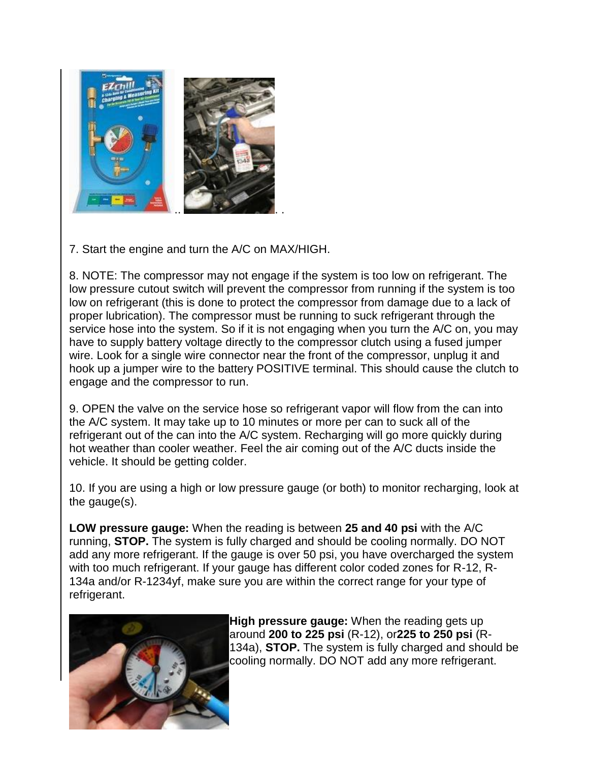7. Start the engine and turn the A/C on MAX/HIGH.

8. NOTE: The compressor may not engage if the system is too low on refrigerant. The low pressure cutout switch will prevent the compressor from running if the system is too low on refrigerant (this is done to protect the compressor from damage due to a lack of proper lubrication). The compressor must be running to suck refrigerant through the service hose into the system. So if it is not engaging when you turn the A/C on, you may have to supply battery voltage directly to the compressor clutch using a fused jumper wire. Look for a single wire connector near the front of the compressor, unplug it and hook up a jumper wire to the battery POSITIVE terminal. This should cause the clutch to engage and the compressor to run.

9. OPEN the valve on the service hose so refrigerant vapor will flow from the can into the A/C system. It may take up to 10 minutes or more per can to suck all of the refrigerant out of the can into the A/C system. Recharging will go more quickly during hot weather than cooler weather. Feel the air coming out of the A/C ducts inside the vehicle. It should be getting colder.

10. If you are using a high or low pressure gauge (or both) to monitor recharging, look at the gauge(s).

**LOW pressure gauge:** When the reading is between **25 and 40 psi** with the A/C running, **STOP.** The system is fully charged and should be cooling normally. DO NOT add any more refrigerant. If the gauge is over 50 psi, you have overcharged the system with too much refrigerant. If your gauge has different color coded zones for R-12, R-134a and/or R-1234yf, make sure you are within the correct range for your type of refrigerant.

**High pressure gauge:** When the reading gets up around **200 to 225 psi** (R-12), or **225 to 250 psi** (R-134a), **STOP.** The system is fully charged and should be cooling normally. DO NOT add any more refrigerant.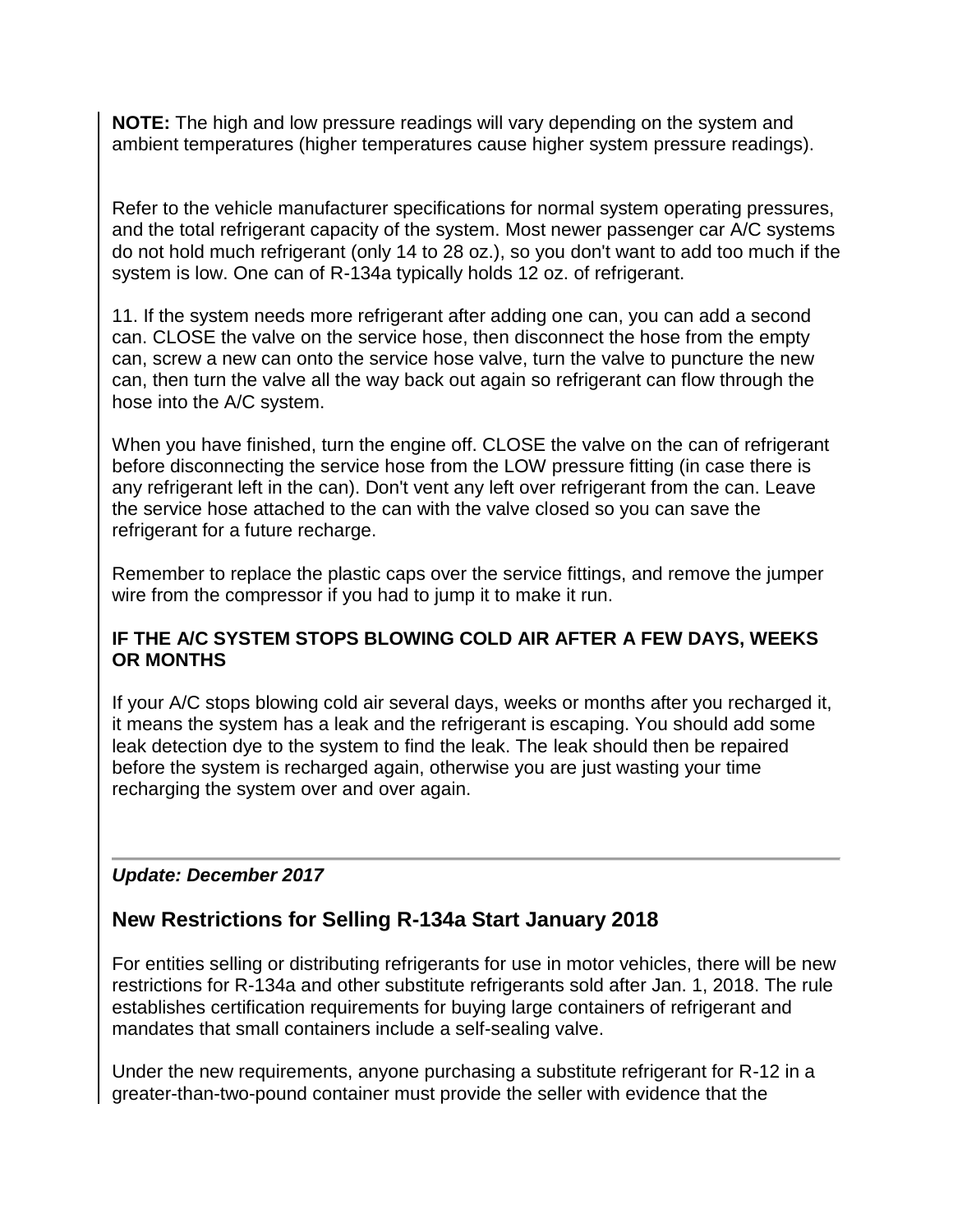**NOTE:** The high and low pressure readings will vary depending on the system and ambient temperatures (higher temperatures cause higher system pressure readings).

Refer to the vehicle manufacturer specifications for normal system operating pressures, and the total refrigerant capacity of the system. Most newer passenger car A/C systems do not hold much refrigerant (only 14 to 28 oz.), so you don't want to add too much if the system is low. One can of R-134a typically holds 12 oz. of refrigerant.

11. If the system needs more refrigerant after adding one can, you can add a second can. CLOSE the valve on the service hose, then disconnect the hose from the empty can, screw a new can onto the service hose valve, turn the valve to puncture the new can, then turn the valve all the way back out again so refrigerant can flow through the hose into the A/C system.

When you have finished, turn the engine off. CLOSE the valve on the can of refrigerant before disconnecting the service hose from the LOW pressure fitting (in case there is any refrigerant left in the can). Don't vent any left over refrigerant from the can. Leave the service hose attached to the can with the valve closed so you can save the refrigerant for a future recharge.

Remember to replace the plastic caps over the service fittings, and remove the jumper wire from the compressor if you had to jump it to make it run.

#### IF THE A/C SYSTEM STOPS BLOWING COLD AIR AFTER A FEW DAYS, WEEKS OR MONTHS

If your A/C stops blowing cold air several days, weeks or months after you recharged it, it means the system has a leak and the refrigerant is escaping. You should add some leak detection dye to the system to find the leak. The leak should then be repaired before the system is recharged again, otherwise you are just wasting your time recharging the system over and over again.

---

***Update: December 2017***

## New Restrictions for Selling R-134a Start January 2018

For entities selling or distributing refrigerants for use in motor vehicles, there will be new restrictions for R-134a and other substitute refrigerants sold after Jan. 1, 2018. The rule establishes certification requirements for buying large containers of refrigerant and mandates that small containers include a self-sealing valve.

Under the new requirements, anyone purchasing a substitute refrigerant for R-12 in a greater-than-two-pound container must provide the seller with evidence that the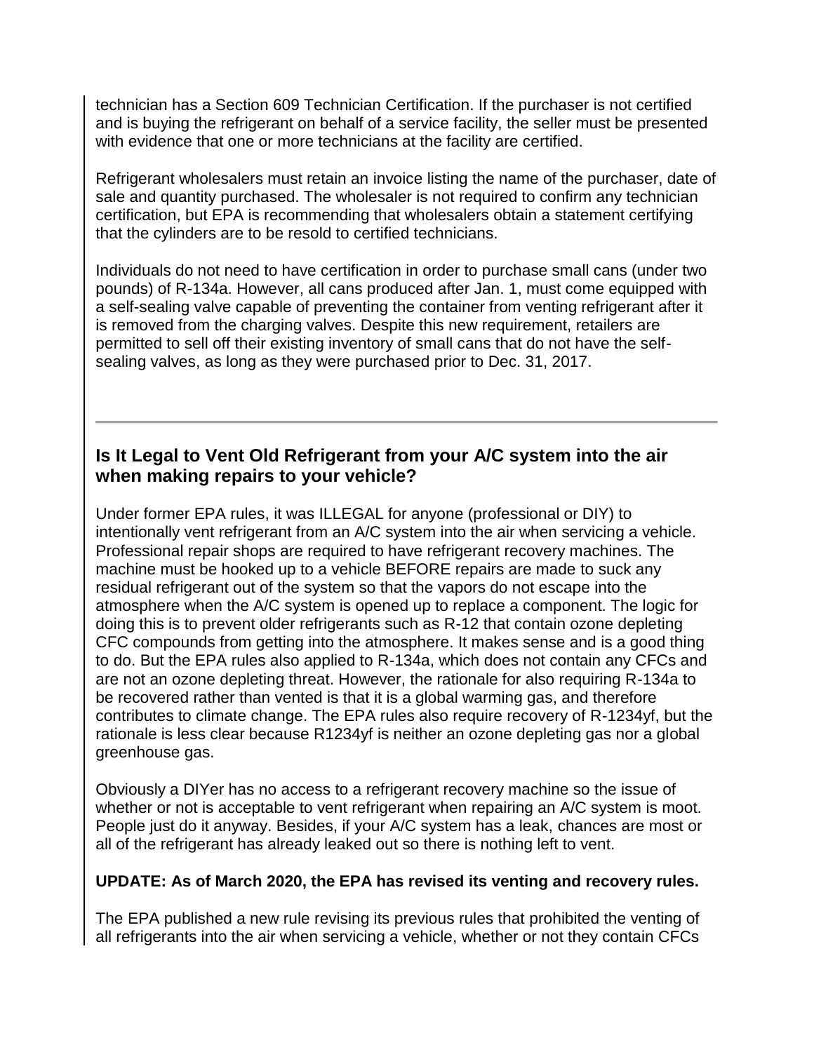technician has a Section 609 Technician Certification. If the purchaser is not certified and is buying the refrigerant on behalf of a service facility, the seller must be presented with evidence that one or more technicians at the facility are certified.

Refrigerant wholesalers must retain an invoice listing the name of the purchaser, date of sale and quantity purchased. The wholesaler is not required to confirm any technician certification, but EPA is recommending that wholesalers obtain a statement certifying that the cylinders are to be resold to certified technicians.

Individuals do not need to have certification in order to purchase small cans (under two pounds) of R-134a. However, all cans produced after Jan. 1, must come equipped with a self-sealing valve capable of preventing the container from venting refrigerant after it is removed from the charging valves. Despite this new requirement, retailers are permitted to sell off their existing inventory of small cans that do not have the self-sealing valves, as long as they were purchased prior to Dec. 31, 2017.

---

## Is It Legal to Vent Old Refrigerant from your A/C system into the air when making repairs to your vehicle?

Under former EPA rules, it was ILLEGAL for anyone (professional or DIY) to intentionally vent refrigerant from an A/C system into the air when servicing a vehicle. Professional repair shops are required to have refrigerant recovery machines. The machine must be hooked up to a vehicle BEFORE repairs are made to suck any residual refrigerant out of the system so that the vapors do not escape into the atmosphere when the A/C system is opened up to replace a component. The logic for doing this is to prevent older refrigerants such as R-12 that contain ozone depleting CFC compounds from getting into the atmosphere. It makes sense and is a good thing to do. But the EPA rules also applied to R-134a, which does not contain any CFCs and are not an ozone depleting threat. However, the rationale for also requiring R-134a to be recovered rather than vented is that it is a global warming gas, and therefore contributes to climate change. The EPA rules also require recovery of R-1234yf, but the rationale is less clear because R1234yf is neither an ozone depleting gas nor a global greenhouse gas.

Obviously a DIYer has no access to a refrigerant recovery machine so the issue of whether or not is acceptable to vent refrigerant when repairing an A/C system is moot. People just do it anyway. Besides, if your A/C system has a leak, chances are most or all of the refrigerant has already leaked out so there is nothing left to vent.

**UPDATE: As of March 2020, the EPA has revised its venting and recovery rules.**

The EPA published a new rule revising its previous rules that prohibited the venting of all refrigerants into the air when servicing a vehicle, whether or not they contain CFCs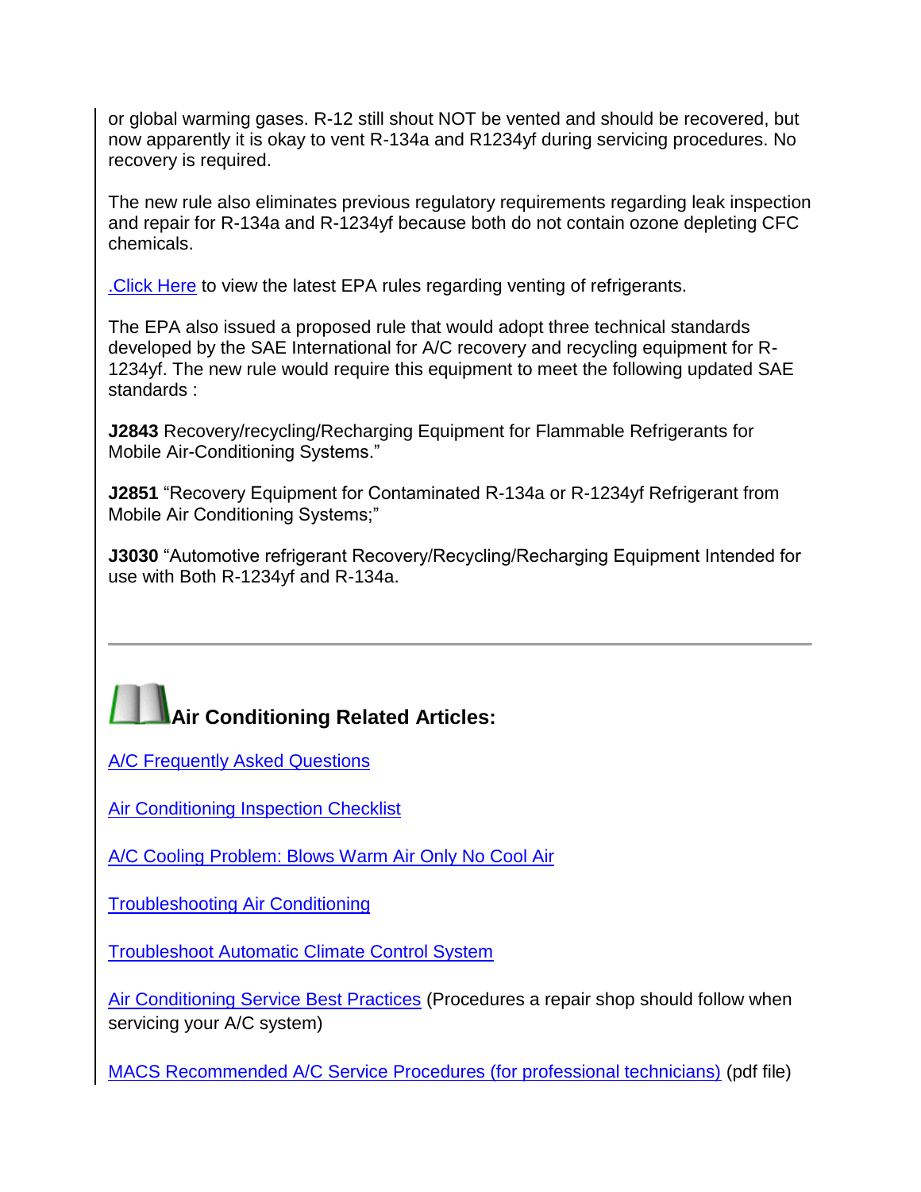or global warming gases. R-12 still shout NOT be vented and should be recovered, but now apparently it is okay to vent R-134a and R1234yf during servicing procedures. No recovery is required.

The new rule also eliminates previous regulatory requirements regarding leak inspection and repair for R-134a and R-1234yf because both do not contain ozone depleting CFC chemicals.

.Click Here to view the latest EPA rules regarding venting of refrigerants.

The EPA also issued a proposed rule that would adopt three technical standards developed by the SAE International for A/C recovery and recycling equipment for R-1234yf. The new rule would require this equipment to meet the following updated SAE standards :

**J2843** Recovery/recycling/Recharging Equipment for Flammable Refrigerants for Mobile Air-Conditioning Systems."

**J2851** "Recovery Equipment for Contaminated R-134a or R-1234yf Refrigerant from Mobile Air Conditioning Systems;"

**J3030** "Automotive refrigerant Recovery/Recycling/Recharging Equipment Intended for use with Both R-1234yf and R-134a.

---

## Air Conditioning Related Articles:

A/C Frequently Asked Questions

Air Conditioning Inspection Checklist

A/C Cooling Problem: Blows Warm Air Only No Cool Air

Troubleshooting Air Conditioning

Troubleshoot Automatic Climate Control System

Air Conditioning Service Best Practices (Procedures a repair shop should follow when servicing your A/C system)

MACS Recommended A/C Service Procedures (for professional technicians) (pdf file)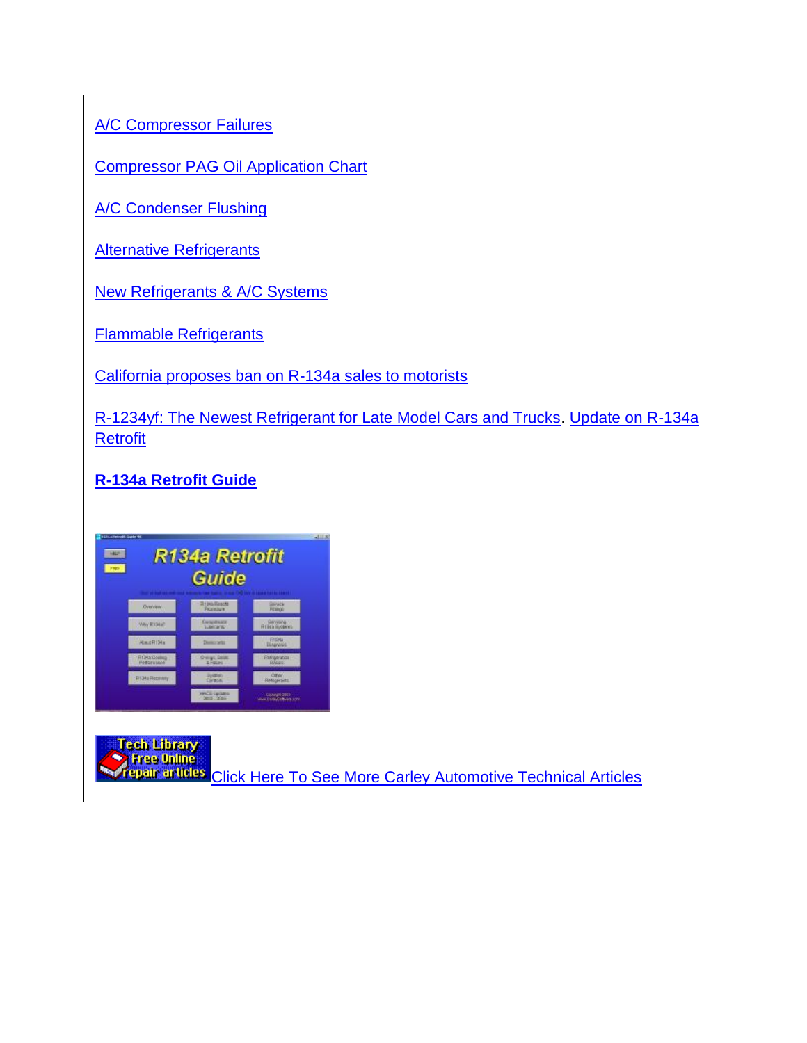A/C Compressor Failures

Compressor PAG Oil Application Chart

A/C Condenser Flushing

Alternative Refrigerants

New Refrigerants & A/C Systems

Flammable Refrigerants

California proposes ban on R-134a sales to motorists

R-1234yf: The Newest Refrigerant for Late Model Cars and Trucks. Update on R-134a Retrofit

**R-134a Retrofit Guide**

Click Here To See More Carley Automotive Technical Articles